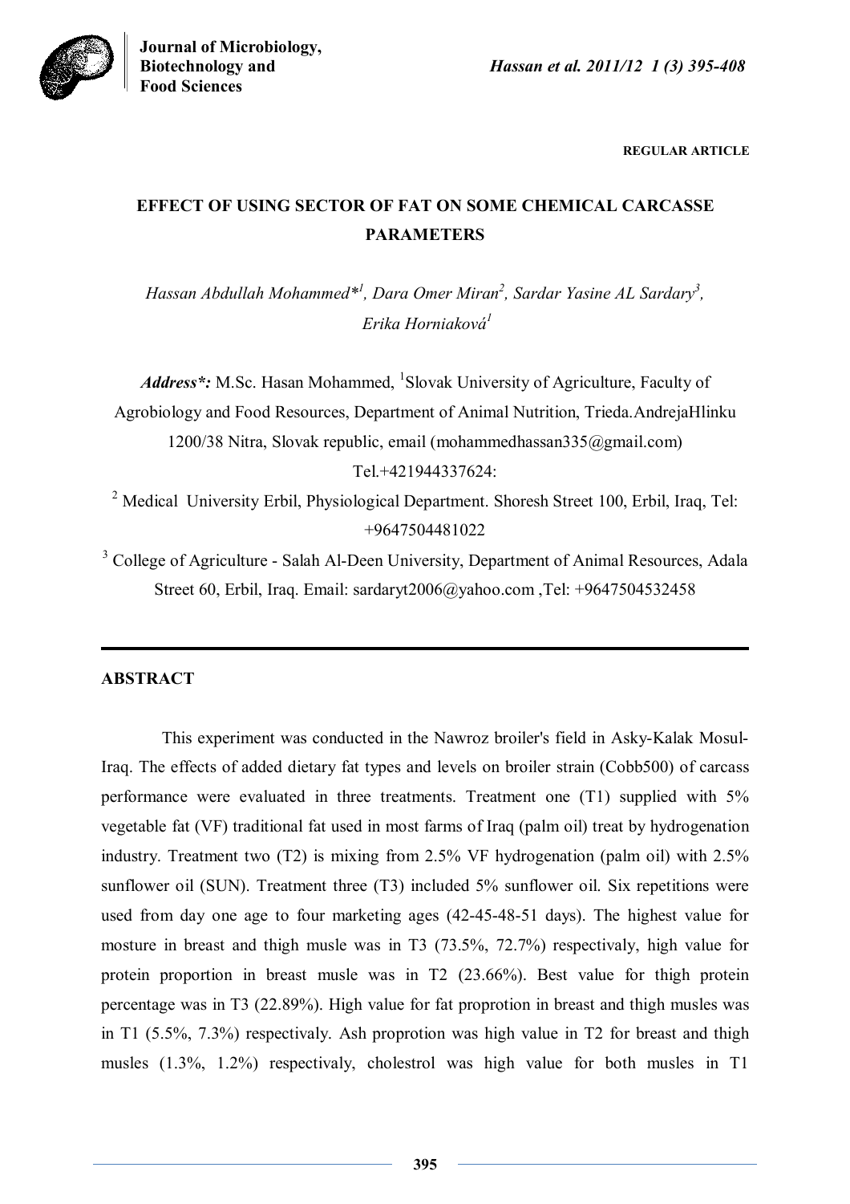REGULAR ARTICLE

# EFFECT OF USING SECTOR OF FAT ON SOME CHEMICAL CARCASSE PARAMETERS

*Hassan Abdullah Mohammed*[1], Dara Omer Miran[2], Sardar Yasine AL Sardary[3], Erika Horniaková[1]*

***Address*:*** M.Sc. Hasan Mohammed, [1]Slovak University of Agriculture, Faculty of Agrobiology and Food Resources, Department of Animal Nutrition, Trieda.AndrejaHlinku 1200/38 Nitra, Slovak republic, email (mohammedhassan335@gmail.com) Tel.+421944337624:

[2] Medical University Erbil, Physiological Department. Shoresh Street 100, Erbil, Iraq, Tel: +9647504481022

[3] College of Agriculture - Salah Al-Deen University, Department of Animal Resources, Adala Street 60, Erbil, Iraq. Email: sardaryt2006@yahoo.com ,Tel: +9647504532458

## ABSTRACT

This experiment was conducted in the Nawroz broiler's field in Asky-Kalak Mosul-Iraq. The effects of added dietary fat types and levels on broiler strain (Cobb500) of carcass performance were evaluated in three treatments. Treatment one (T1) supplied with 5% vegetable fat (VF) traditional fat used in most farms of Iraq (palm oil) treat by hydrogenation industry. Treatment two (T2) is mixing from 2.5% VF hydrogenation (palm oil) with 2.5% sunflower oil (SUN). Treatment three (T3) included 5% sunflower oil. Six repetitions were used from day one age to four marketing ages (42-45-48-51 days). The highest value for mosture in breast and thigh musle was in T3 (73.5%, 72.7%) respectivaly, high value for protein proportion in breast musle was in T2 (23.66%). Best value for thigh protein percentage was in T3 (22.89%). High value for fat proprotion in breast and thigh musles was in T1 (5.5%, 7.3%) respectivaly. Ash proprotion was high value in T2 for breast and thigh musles (1.3%, 1.2%) respectivaly, cholestrol was high value for both musles in T1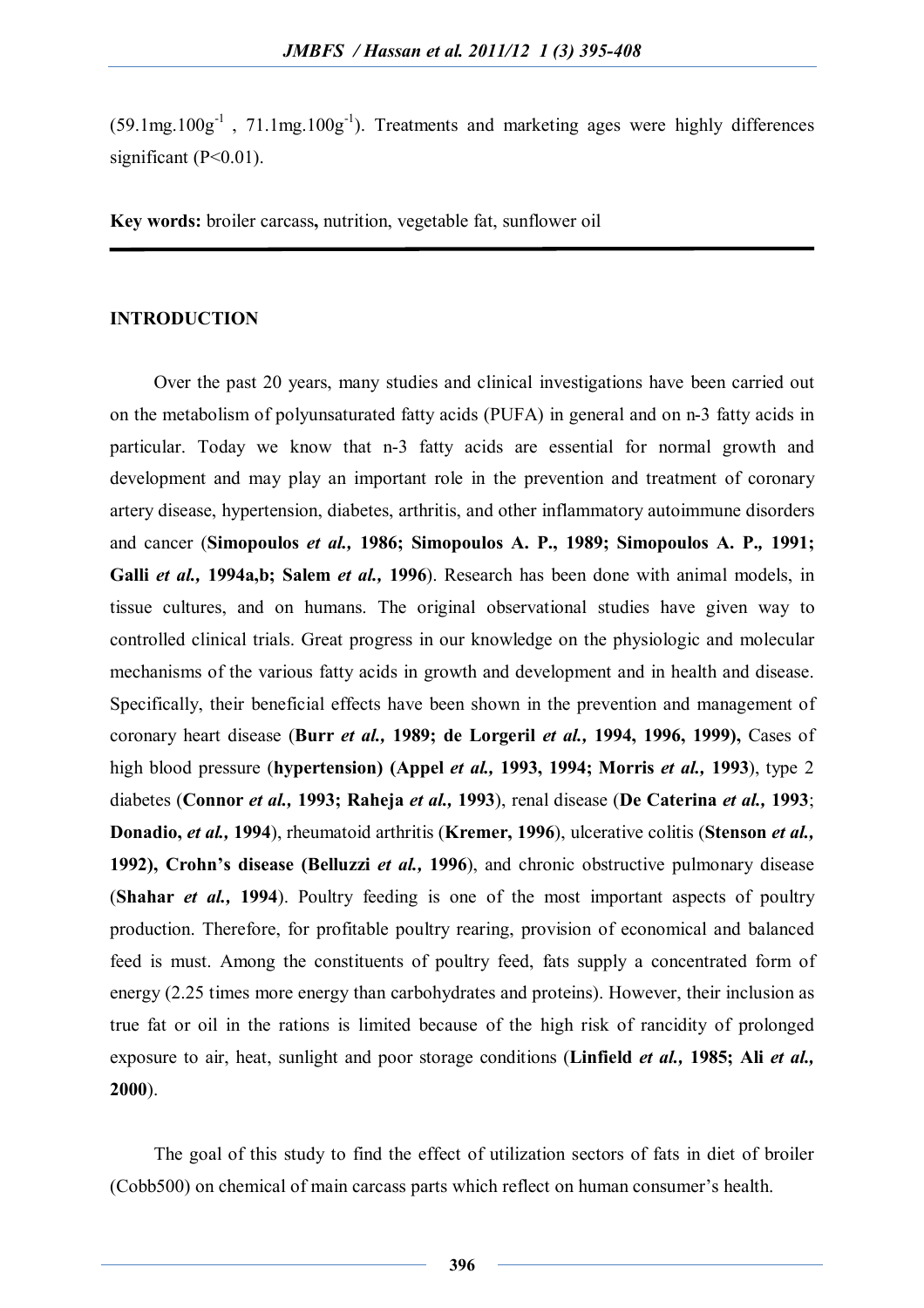($59.1 mg.100g^{-1}$ , $71.1 mg.100g^{-1}$). Treatments and marketing ages were highly differences significant ($P<0.01$).

**Key words:** broiler carcass**,** nutrition, vegetable fat, sunflower oil

## INTRODUCTION

Over the past 20 years, many studies and clinical investigations have been carried out on the metabolism of polyunsaturated fatty acids (PUFA) in general and on n-3 fatty acids in particular. Today we know that n-3 fatty acids are essential for normal growth and development and may play an important role in the prevention and treatment of coronary artery disease, hypertension, diabetes, arthritis, and other inflammatory autoimmune disorders and cancer (**Simopoulos *et al.,* 1986; Simopoulos A. P., 1989; Simopoulos A. P*.,* 1991; Galli *et al.,* 1994a,b; Salem *et al.,* 1996**). Research has been done with animal models, in tissue cultures, and on humans. The original observational studies have given way to controlled clinical trials. Great progress in our knowledge on the physiologic and molecular mechanisms of the various fatty acids in growth and development and in health and disease. Specifically, their beneficial effects have been shown in the prevention and management of coronary heart disease (**Burr *et al.,* 1989; de Lorgeril *et al.*, 1994, 1996, 1999),** Cases of high blood pressure (**hypertension) (Appel *et al.,* 1993, 1994; Morris *et al.,* 1993**), type 2 diabetes (**Connor *et al.,* 1993; Raheja *et al.,* 1993**), renal disease (**De Caterina *et al.,* 1993**; **Donadio,** *et al.,* **1994**), rheumatoid arthritis (**Kremer, 1996**), ulcerative colitis (**Stenson *et al.,* 1992), Crohn's disease (Belluzzi *et al.,* 1996**), and chronic obstructive pulmonary disease (**Shahar *et al.,* 1994**). Poultry feeding is one of the most important aspects of poultry production. Therefore, for profitable poultry rearing, provision of economical and balanced feed is must. Among the constituents of poultry feed, fats supply a concentrated form of energy (2.25 times more energy than carbohydrates and proteins). However, their inclusion as true fat or oil in the rations is limited because of the high risk of rancidity of prolonged exposure to air, heat, sunlight and poor storage conditions (**Linfield *et al.,* 1985; Ali *et al.,* 2000**).

The goal of this study to find the effect of utilization sectors of fats in diet of broiler (Cobb500) on chemical of main carcass parts which reflect on human consumer's health.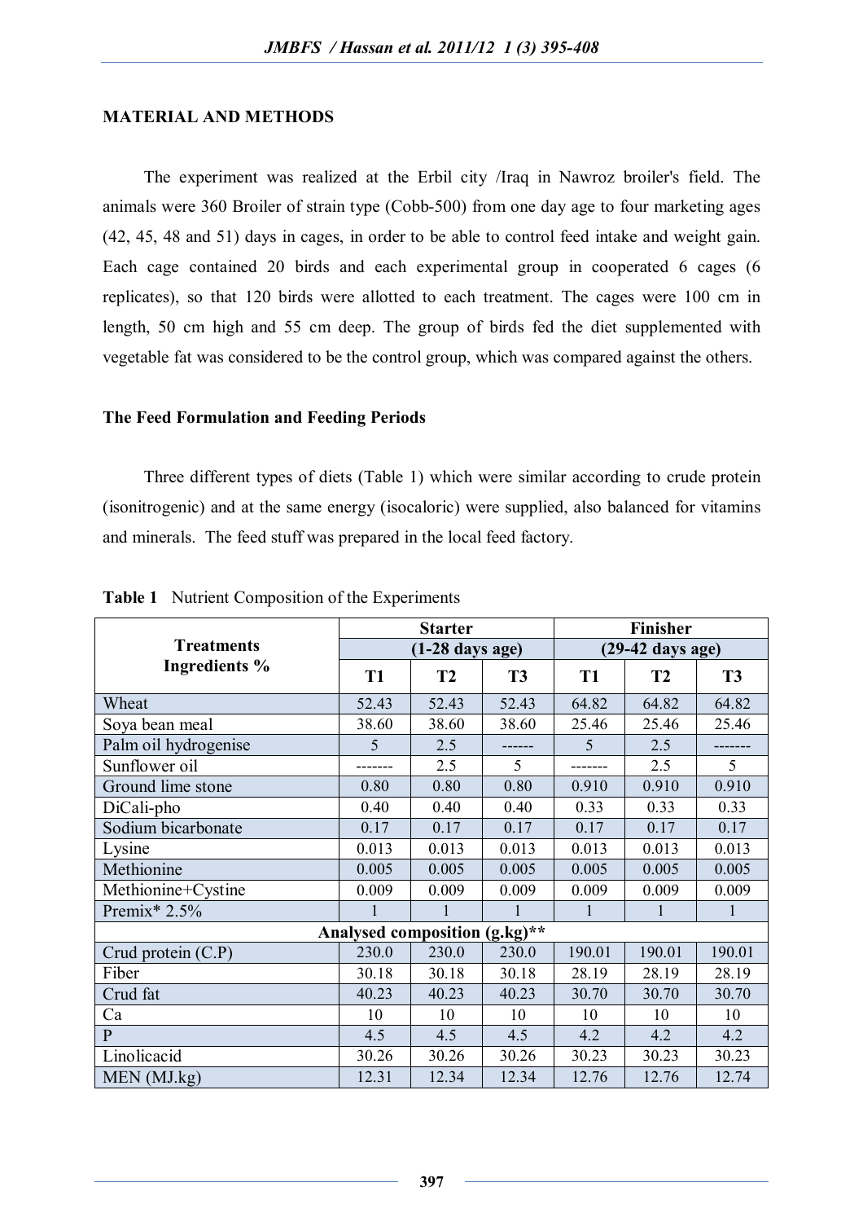## MATERIAL AND METHODS

The experiment was realized at the Erbil city /Iraq in Nawroz broiler's field. The animals were 360 Broiler of strain type (Cobb-500) from one day age to four marketing ages (42, 45, 48 and 51) days in cages, in order to be able to control feed intake and weight gain. Each cage contained 20 birds and each experimental group in cooperated 6 cages (6 replicates), so that 120 birds were allotted to each treatment. The cages were 100 cm in length, 50 cm high and 55 cm deep. The group of birds fed the diet supplemented with vegetable fat was considered to be the control group, which was compared against the others.

### The Feed Formulation and Feeding Periods

Three different types of diets (Table 1) which were similar according to crude protein (isonitrogenic) and at the same energy (isocaloric) were supplied, also balanced for vitamins and minerals. The feed stuff was prepared in the local feed factory.

**Table 1** Nutrient Composition of the Experiments

| Treatments Ingredients % | Starter (1-28 days age) | | | Finisher (29-42 days age) | | |
|---|---|---|---|---|---|---|
| | T1 | T2 | T3 | T1 | T2 | T3 |
| Wheat | 52.43 | 52.43 | 52.43 | 64.82 | 64.82 | 64.82 |
| Soya bean meal | 38.60 | 38.60 | 38.60 | 25.46 | 25.46 | 25.46 |
| Palm oil hydrogenise | 5 | 2.5 | ------ | 5 | 2.5 | ------- |
| Sunflower oil | ------- | 2.5 | 5 | ------- | 2.5 | 5 |
| Ground lime stone | 0.80 | 0.80 | 0.80 | 0.910 | 0.910 | 0.910 |
| DiCali-pho | 0.40 | 0.40 | 0.40 | 0.33 | 0.33 | 0.33 |
| Sodium bicarbonate | 0.17 | 0.17 | 0.17 | 0.17 | 0.17 | 0.17 |
| Lysine | 0.013 | 0.013 | 0.013 | 0.013 | 0.013 | 0.013 |
| Methionine | 0.005 | 0.005 | 0.005 | 0.005 | 0.005 | 0.005 |
| Methionine+Cystine | 0.009 | 0.009 | 0.009 | 0.009 | 0.009 | 0.009 |
| Premix* 2.5% | 1 | 1 | 1 | 1 | 1 | 1 |
| **Analysed composition (g.kg)**\*\* | | | | | | |
| Crud protein (C.P) | 230.0 | 230.0 | 230.0 | 190.01 | 190.01 | 190.01 |
| Fiber | 30.18 | 30.18 | 30.18 | 28.19 | 28.19 | 28.19 |
| Crud fat | 40.23 | 40.23 | 40.23 | 30.70 | 30.70 | 30.70 |
| Ca | 10 | 10 | 10 | 10 | 10 | 10 |
| P | 4.5 | 4.5 | 4.5 | 4.2 | 4.2 | 4.2 |
| Linolicacid | 30.26 | 30.26 | 30.26 | 30.23 | 30.23 | 30.23 |
| MEN (MJ.kg) | 12.31 | 12.34 | 12.34 | 12.76 | 12.76 | 12.74 |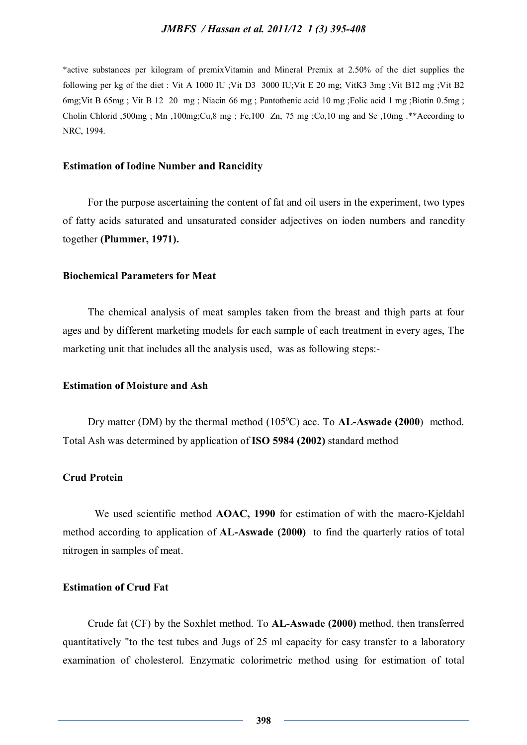*active substances per kilogram of premixVitamin and Mineral Premix at 2.50% of the diet supplies the following per kg of the diet : Vit A 1000 IU ;Vit D3 3000 IU;Vit E 20 mg; VitK3 3mg ;Vit B12 mg ;Vit B2 6mg;Vit B 65mg ; Vit B 12 20 mg ; Niacin 66 mg ; Pantothenic acid 10 mg ;Folic acid 1 mg ;Biotin 0.5mg ; Cholin Chlorid ,500mg ; Mn ,100mg;Cu,8 mg ; Fe,100 Zn, 75 mg ;Co,10 mg and Se ,10mg .**According to NRC, 1994.

### Estimation of Iodine Number and Rancidity

For the purpose ascertaining the content of fat and oil users in the experiment, two types of fatty acids saturated and unsaturated consider adjectives on ioden numbers and rancdity together **(Plummer, 1971).**

### Biochemical Parameters for Meat

The chemical analysis of meat samples taken from the breast and thigh parts at four ages and by different marketing models for each sample of each treatment in every ages, The marketing unit that includes all the analysis used, was as following steps:-

### Estimation of Moisture and Ash

Dry matter (DM) by the thermal method (105$^{o}$C) acc. To **AL-Aswade (2000**) method. Total Ash was determined by application of **ISO 5984 (2002)** standard method

### Crud Protein

We used scientific method **AOAC, 1990** for estimation of with the macro-Kjeldahl method according to application of **AL-Aswade (2000)** to find the quarterly ratios of total nitrogen in samples of meat.

### Estimation of Crud Fat

Crude fat (CF) by the Soxhlet method. To **AL-Aswade (2000)** method, then transferred quantitatively "to the test tubes and Jugs of 25 ml capacity for easy transfer to a laboratory examination of cholesterol. Enzymatic colorimetric method using for estimation of total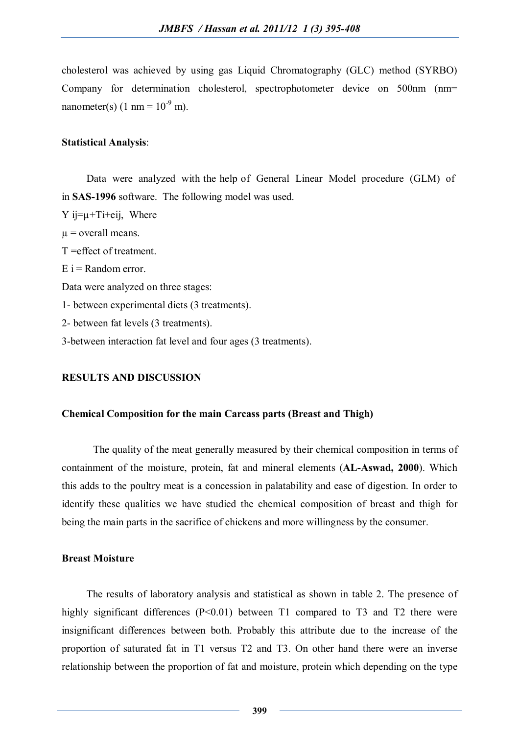cholesterol was achieved by using gas Liquid Chromatography (GLC) method (SYRBO) Company for determination cholesterol, spectrophotometer device on 500nm (nm= nanometer(s) (1 nm = $10^{-9}$ m).

### Statistical Analysis:

Data were analyzed with the help of General Linear Model procedure (GLM) of in **SAS-1996** software. The following model was used.

Y ij=μ+Ti+eij, Where

μ = overall means.

T =effect of treatment.

E i = Random error.

Data were analyzed on three stages:

1- between experimental diets (3 treatments).

2- between fat levels (3 treatments).

3-between interaction fat level and four ages (3 treatments).

## RESULTS AND DISCUSSION

### Chemical Composition for the main Carcass parts (Breast and Thigh)

The quality of the meat generally measured by their chemical composition in terms of containment of the moisture, protein, fat and mineral elements (**AL-Aswad, 2000**). Which this adds to the poultry meat is a concession in palatability and ease of digestion. In order to identify these qualities we have studied the chemical composition of breast and thigh for being the main parts in the sacrifice of chickens and more willingness by the consumer.

### Breast Moisture

The results of laboratory analysis and statistical as shown in table 2. The presence of highly significant differences ($P<0.01$) between T1 compared to T3 and T2 there were insignificant differences between both. Probably this attribute due to the increase of the proportion of saturated fat in T1 versus T2 and T3. On other hand there were an inverse relationship between the proportion of fat and moisture, protein which depending on the type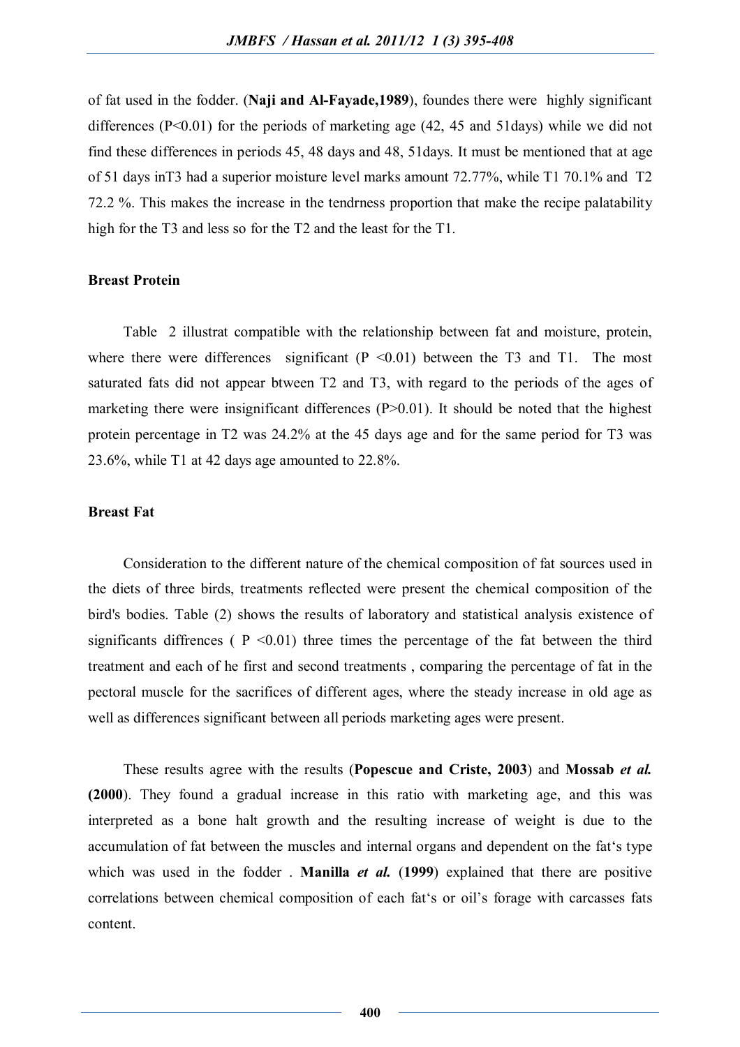of fat used in the fodder. (**Naji and Al-Fayade,1989**), foundes there were highly significant differences ($P<0.01$) for the periods of marketing age (42, 45 and 51days) while we did not find these differences in periods 45, 48 days and 48, 51days. It must be mentioned that at age of 51 days inT3 had a superior moisture level marks amount 72.77%, while T1 70.1% and T2 72.2 %. This makes the increase in the tendrness proportion that make the recipe palatability high for the T3 and less so for the T2 and the least for the T1.

**Breast Protein**

Table 2 illustrat compatible with the relationship between fat and moisture, protein, where there were differences significant ($P <0.01$) between the T3 and T1. The most saturated fats did not appear btween T2 and T3, with regard to the periods of the ages of marketing there were insignificant differences ($P>0.01$). It should be noted that the highest protein percentage in T2 was 24.2% at the 45 days age and for the same period for T3 was 23.6%, while T1 at 42 days age amounted to 22.8%.

**Breast Fat**

Consideration to the different nature of the chemical composition of fat sources used in the diets of three birds, treatments reflected were present the chemical composition of the bird's bodies. Table (2) shows the results of laboratory and statistical analysis existence of significants diffrences ( $P <0.01$) three times the percentage of the fat between the third treatment and each of he first and second treatments , comparing the percentage of fat in the pectoral muscle for the sacrifices of different ages, where the steady increase in old age as well as differences significant between all periods marketing ages were present.

These results agree with the results (**Popescue and Criste, 2003**) and **Mossab *et al.* (2000**). They found a gradual increase in this ratio with marketing age, and this was interpreted as a bone halt growth and the resulting increase of weight is due to the accumulation of fat between the muscles and internal organs and dependent on the fat's type which was used in the fodder . **Manilla *et al.* (1999**) explained that there are positive correlations between chemical composition of each fat's or oil's forage with carcasses fats content.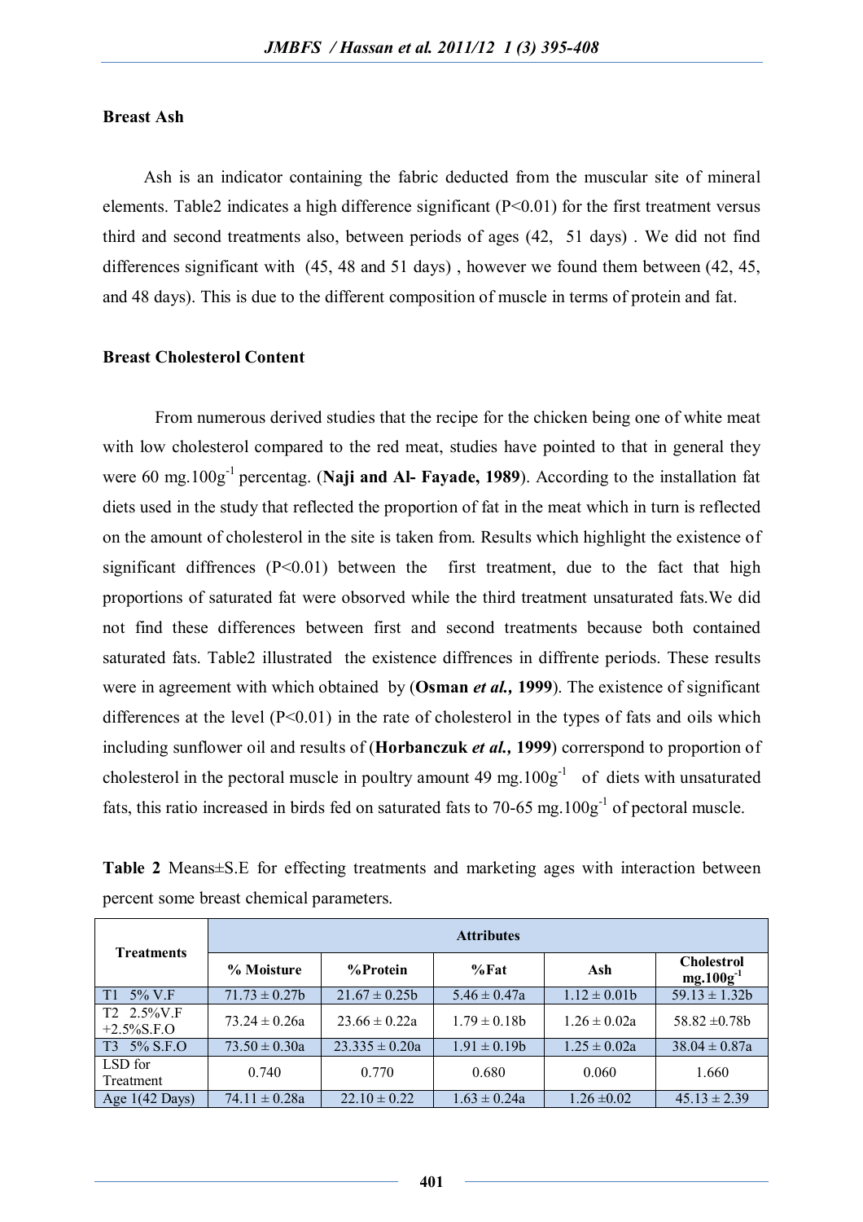**Breast Ash**

Ash is an indicator containing the fabric deducted from the muscular site of mineral elements. Table2 indicates a high difference significant ($P<0.01$) for the first treatment versus third and second treatments also, between periods of ages (42, 51 days) . We did not find differences significant with (45, 48 and 51 days) , however we found them between (42, 45, and 48 days). This is due to the different composition of muscle in terms of protein and fat.

**Breast Cholesterol Content**

From numerous derived studies that the recipe for the chicken being one of white meat with low cholesterol compared to the red meat, studies have pointed to that in general they were 60 $mg.100g^{-1}$ percentag. (**Naji and Al- Fayade, 1989**). According to the installation fat diets used in the study that reflected the proportion of fat in the meat which in turn is reflected on the amount of cholesterol in the site is taken from. Results which highlight the existence of significant diffrences ($P<0.01$) between the first treatment, due to the fact that high proportions of saturated fat were observed while the third treatment unsaturated fats.We did not find these differences between first and second treatments because both contained saturated fats. Table2 illustrated the existence diffrences in diffrente periods. These results were in agreement with which obtained by (**Osman *et al.,* 1999**). The existence of significant differences at the level ($P<0.01$) in the rate of cholesterol in the types of fats and oils which including sunflower oil and results of (**Horbanczuk *et al.,* 1999**) correrspond to proportion of cholesterol in the pectoral muscle in poultry amount 49 $mg.100g^{-1}$ of diets with unsaturated fats, this ratio increased in birds fed on saturated fats to 70-65 $mg.100g^{-1}$ of pectoral muscle.

**Table 2** Means±S.E for effecting treatments and marketing ages with interaction between percent some breast chemical parameters.

| Treatments | Attributes | | | | |
|---|---|---|---|---|---|
| | % Moisture | %Protein | %Fat | Ash | Cholestrol $mg.100g^{-1}$ |
| T1 5% V.F | 71.73 ± 0.27b | 21.67 ± 0.25b | 5.46 ± 0.47a | 1.12 ± 0.01b | 59.13 ± 1.32b |
| T2 2.5%V.F +2.5%S.F.O | 73.24 ± 0.26a | 23.66 ± 0.22a | 1.79 ± 0.18b | 1.26 ± 0.02a | 58.82 ±0.78b |
| T3 5% S.F.O | 73.50 ± 0.30a | 23.335 ± 0.20a | 1.91 ± 0.19b | 1.25 ± 0.02a | 38.04 ± 0.87a |
| LSD for Treatment | 0.740 | 0.770 | 0.680 | 0.060 | 1.660 |
| Age 1(42 Days) | 74.11 ± 0.28a | 22.10 ± 0.22 | 1.63 ± 0.24a | 1.26 ±0.02 | 45.13 ± 2.39 |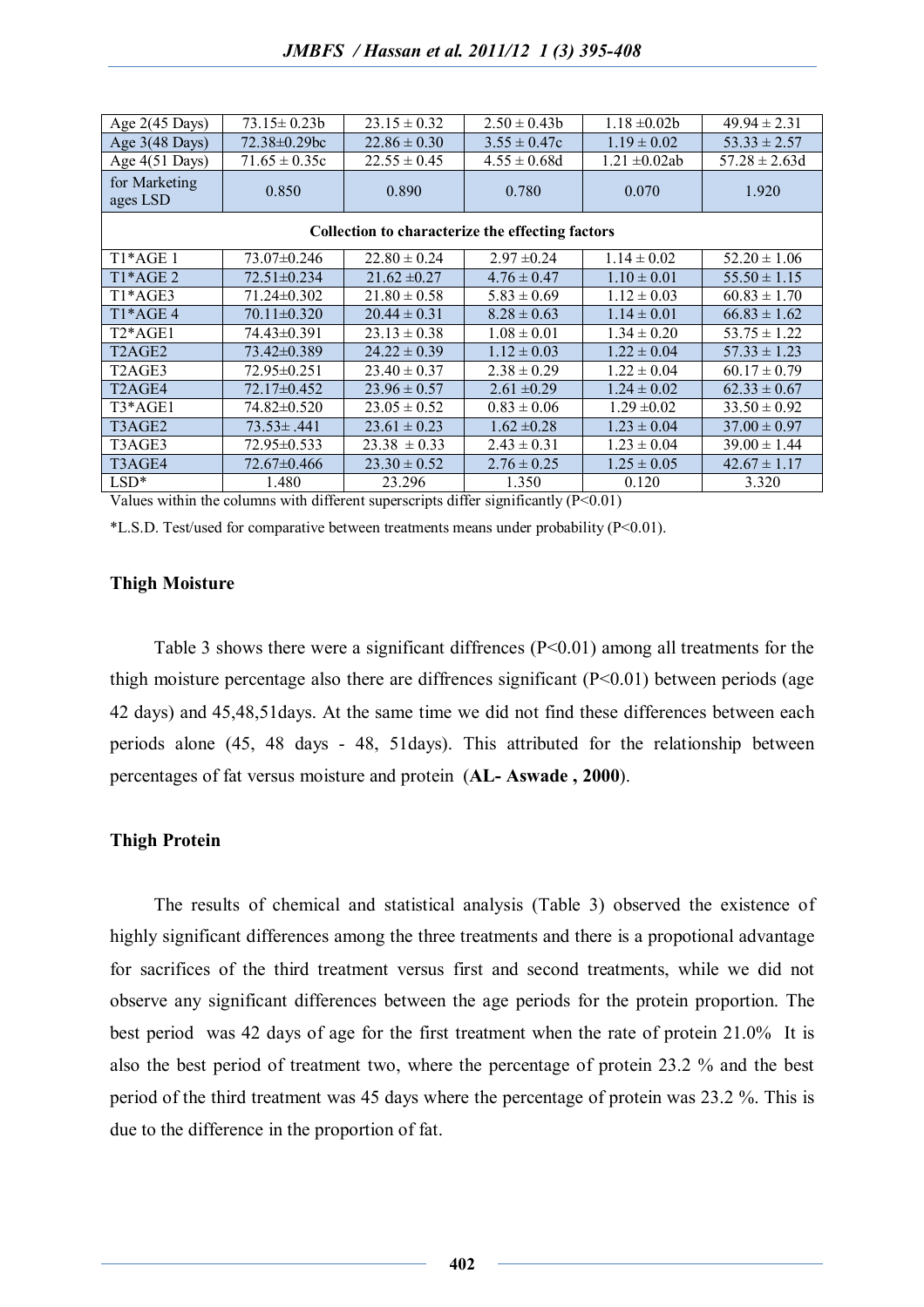| | | | | | |
|---|---|---|---|---|---|
| Age 2(45 Days) | 73.15± 0.23b | 23.15 ± 0.32 | 2.50 ± 0.43b | 1.18 ±0.02b | 49.94 ± 2.31 |
| Age 3(48 Days) | 72.38±0.29bc | 22.86 ± 0.30 | 3.55 ± 0.47c | 1.19 ± 0.02 | 53.33 ± 2.57 |
| Age 4(51 Days) | 71.65 ± 0.35c | 22.55 ± 0.45 | 4.55 ± 0.68d | 1.21 ±0.02ab | 57.28 ± 2.63d |
| for Marketing ages LSD | 0.850 | 0.890 | 0.780 | 0.070 | 1.920 |
| **Collection to characterize the effecting factors** | | | | | |
| T1*AGE 1 | 73.07±0.246 | 22.80 ± 0.24 | 2.97 ±0.24 | 1.14 ± 0.02 | 52.20 ± 1.06 |
| T1*AGE 2 | 72.51±0.234 | 21.62 ±0.27 | 4.76 ± 0.47 | 1.10 ± 0.01 | 55.50 ± 1.15 |
| T1*AGE3 | 71.24±0.302 | 21.80 ± 0.58 | 5.83 ± 0.69 | 1.12 ± 0.03 | 60.83 ± 1.70 |
| T1*AGE 4 | 70.11±0.320 | 20.44 ± 0.31 | 8.28 ± 0.63 | 1.14 ± 0.01 | 66.83 ± 1.62 |
| T2*AGE1 | 74.43±0.391 | 23.13 ± 0.38 | 1.08 ± 0.01 | 1.34 ± 0.20 | 53.75 ± 1.22 |
| T2AGE2 | 73.42±0.389 | 24.22 ± 0.39 | 1.12 ± 0.03 | 1.22 ± 0.04 | 57.33 ± 1.23 |
| T2AGE3 | 72.95±0.251 | 23.40 ± 0.37 | 2.38 ± 0.29 | 1.22 ± 0.04 | 60.17 ± 0.79 |
| T2AGE4 | 72.17±0.452 | 23.96 ± 0.57 | 2.61 ±0.29 | 1.24 ± 0.02 | 62.33 ± 0.67 |
| T3*AGE1 | 74.82±0.520 | 23.05 ± 0.52 | 0.83 ± 0.06 | 1.29 ±0.02 | 33.50 ± 0.92 |
| T3AGE2 | 73.53± .441 | 23.61 ± 0.23 | 1.62 ±0.28 | 1.23 ± 0.04 | 37.00 ± 0.97 |
| T3AGE3 | 72.95±0.533 | 23.38 ± 0.33 | 2.43 ± 0.31 | 1.23 ± 0.04 | 39.00 ± 1.44 |
| T3AGE4 | 72.67±0.466 | 23.30 ± 0.52 | 2.76 ± 0.25 | 1.25 ± 0.05 | 42.67 ± 1.17 |
| LSD* | 1.480 | 23.296 | 1.350 | 0.120 | 3.320 |

Values within the columns with different superscripts differ significantly ($P<0.01$)

*L.S.D. Test/used for comparative between treatments means under probability ($P<0.01$).

### Thigh Moisture

Table 3 shows there were a significant diffrences ($P<0.01$) among all treatments for the thigh moisture percentage also there are diffrences significant ($P<0.01$) between periods (age 42 days) and 45,48,51days. At the same time we did not find these differences between each periods alone (45, 48 days - 48, 51days). This attributed for the relationship between percentages of fat versus moisture and protein (**AL- Aswade , 2000**).

### Thigh Protein

The results of chemical and statistical analysis (Table 3) observed the existence of highly significant differences among the three treatments and there is a propotional advantage for sacrifices of the third treatment versus first and second treatments, while we did not observe any significant differences between the age periods for the protein proportion. The best period was 42 days of age for the first treatment when the rate of protein 21.0% It is also the best period of treatment two, where the percentage of protein 23.2 % and the best period of the third treatment was 45 days where the percentage of protein was 23.2 %. This is due to the difference in the proportion of fat.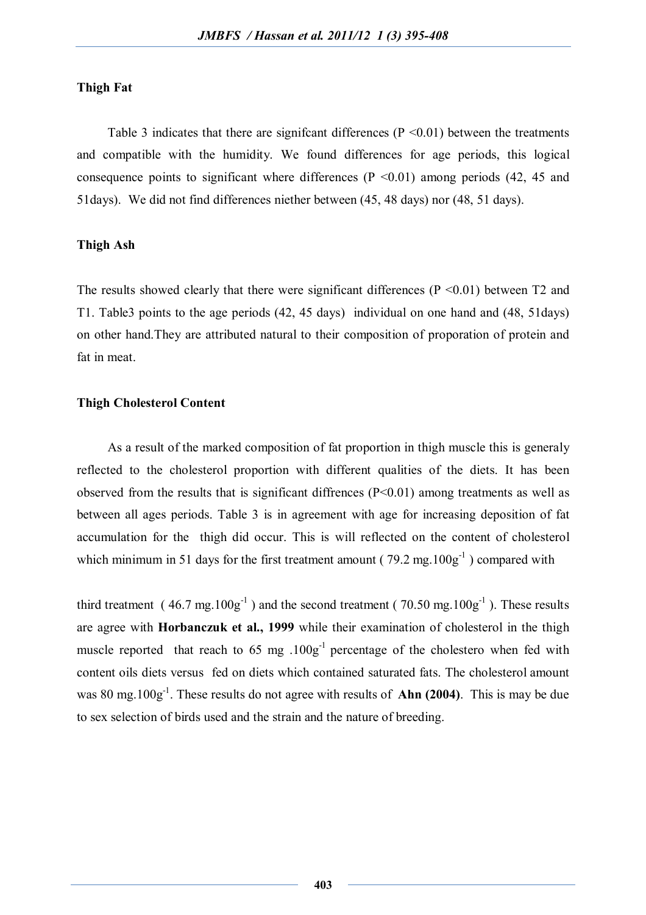**Thigh Fat**

Table 3 indicates that there are signifcant differences ($P < 0.01$) between the treatments and compatible with the humidity. We found differences for age periods, this logical consequence points to significant where differences ($P < 0.01$) among periods (42, 45 and 51days). We did not find differences niether between (45, 48 days) nor (48, 51 days).

**Thigh Ash**

The results showed clearly that there were significant differences ($P < 0.01$) between T2 and T1. Table3 points to the age periods (42, 45 days) individual on one hand and (48, 51days) on other hand.They are attributed natural to their composition of proporation of protein and fat in meat.

**Thigh Cholesterol Content**

As a result of the marked composition of fat proportion in thigh muscle this is generaly reflected to the cholesterol proportion with different qualities of the diets. It has been observed from the results that is significant diffrences ($P < 0.01$) among treatments as well as between all ages periods. Table 3 is in agreement with age for increasing deposition of fat accumulation for the thigh did occur. This is will reflected on the content of cholesterol which minimum in 51 days for the first treatment amount ( 79.2 $mg.100g^{-1}$ ) compared with third treatment ( 46.7 $mg.100g^{-1}$ ) and the second treatment ( 70.50 $mg.100g^{-1}$ ). These results are agree with **Horbanczuk et al., 1999** while their examination of cholesterol in the thigh muscle reported that reach to 65 mg $.100g^{-1}$ percentage of the cholestero when fed with content oils diets versus fed on diets which contained saturated fats. The cholesterol amount was 80 $mg.100g^{-1}$. These results do not agree with results of **Ahn (2004)**. This is may be due to sex selection of birds used and the strain and the nature of breeding.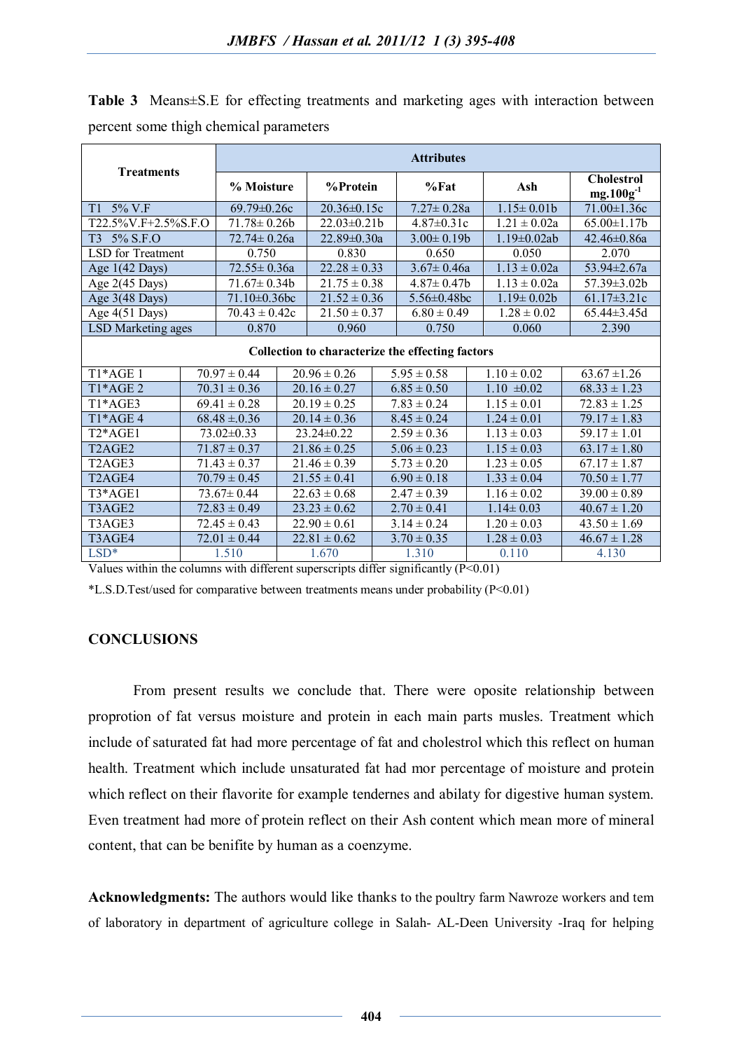**Table 3** Means±S.E for effecting treatments and marketing ages with interaction between percent some thigh chemical parameters

| Treatments | Attributes | | | | |
|---|---|---|---|---|---|
| | % Moisture | %Protein | %Fat | Ash | Cholestrol mg.100g$^{-1}$ |
| T1 5% V.F | 69.79±0.26c | 20.36±0.15c | 7.27± 0.28a | 1.15± 0.01b | 71.00±1.36c |
| T22.5%V.F+2.5%S.F.O | 71.78± 0.26b | 22.03±0.21b | 4.87±0.31c | 1.21 ± 0.02a | 65.00±1.17b |
| T3 5% S.F.O | 72.74± 0.26a | 22.89±0.30a | 3.00± 0.19b | 1.19±0.02ab | 42.46±0.86a |
| LSD for Treatment | 0.750 | 0.830 | 0.650 | 0.050 | 2.070 |
| Age 1(42 Days) | 72.55± 0.36a | 22.28 ± 0.33 | 3.67± 0.46a | 1.13 ± 0.02a | 53.94±2.67a |
| Age 2(45 Days) | 71.67± 0.34b | 21.75 ± 0.38 | 4.87± 0.47b | 1.13 ± 0.02a | 57.39±3.02b |
| Age 3(48 Days) | 71.10±0.36bc | 21.52 ± 0.36 | 5.56±0.48bc | 1.19± 0.02b | 61.17±3.21c |
| Age 4(51 Days) | 70.43 ± 0.42c | 21.50 ± 0.37 | 6.80 ± 0.49 | 1.28 ± 0.02 | 65.44±3.45d |
| LSD Marketing ages | 0.870 | 0.960 | 0.750 | 0.060 | 2.390 |
| **Collection to characterize the effecting factors** | | | | | |
| T1*AGE 1 | 70.97 ± 0.44 | 20.96 ± 0.26 | 5.95 ± 0.58 | 1.10 ± 0.02 | 63.67 ± 1.26 |
| T1*AGE 2 | 70.31 ± 0.36 | 20.16 ± 0.27 | 6.85 ± 0.50 | 1.10 ±0.02 | 68.33 ± 1.23 |
| T1*AGE3 | 69.41 ± 0.28 | 20.19 ± 0.25 | 7.83 ± 0.24 | 1.15 ± 0.01 | 72.83 ± 1.25 |
| T1*AGE 4 | 68.48 ±0.36 | 20.14 ± 0.36 | 8.45 ± 0.24 | 1.24 ± 0.01 | 79.17 ± 1.83 |
| T2*AGE1 | 73.02±0.33 | 23.24±0.22 | 2.59 ± 0.36 | 1.13 ± 0.03 | 59.17 ± 1.01 |
| T2AGE2 | 71.87 ± 0.37 | 21.86 ± 0.25 | 5.06 ± 0.23 | 1.15 ± 0.03 | 63.17 ± 1.80 |
| T2AGE3 | 71.43 ± 0.37 | 21.46 ± 0.39 | 5.73 ± 0.20 | 1.23 ± 0.05 | 67.17 ± 1.87 |
| T2AGE4 | 70.79 ± 0.45 | 21.55 ± 0.41 | 6.90 ± 0.18 | 1.33 ± 0.04 | 70.50 ± 1.77 |
| T3*AGE1 | 73.67± 0.44 | 22.63 ± 0.68 | 2.47 ± 0.39 | 1.16 ± 0.02 | 39.00 ± 0.89 |
| T3AGE2 | 72.83 ± 0.49 | 23.23 ± 0.62 | 2.70 ± 0.41 | 1.14± 0.03 | 40.67 ± 1.20 |
| T3AGE3 | 72.45 ± 0.43 | 22.90 ± 0.61 | 3.14 ± 0.24 | 1.20 ± 0.03 | 43.50 ± 1.69 |
| T3AGE4 | 72.01 ± 0.44 | 22.81 ± 0.62 | 3.70 ± 0.35 | 1.28 ± 0.03 | 46.67 ± 1.28 |
| LSD* | 1.510 | 1.670 | 1.310 | 0.110 | 4.130 |

Values within the columns with different superscripts differ significantly (P<0.01)

*L.S.D.Test/used for comparative between treatments means under probability (P<0.01)

## CONCLUSIONS

From present results we conclude that. There were oposite relationship between proprotion of fat versus moisture and protein in each main parts musles. Treatment which include of saturated fat had more percentage of fat and cholestrol which this reflect on human health. Treatment which include unsaturated fat had mor percentage of moisture and protein which reflect on their flavorite for example tendernes and abilaty for digestive human system. Even treatment had more of protein reflect on their Ash content which mean more of mineral content, that can be benifite by human as a coenzyme.

**Acknowledgments:** The authors would like thanks to the poultry farm Nawroze workers and tem of laboratory in department of agriculture college in Salah- AL-Deen University -Iraq for helping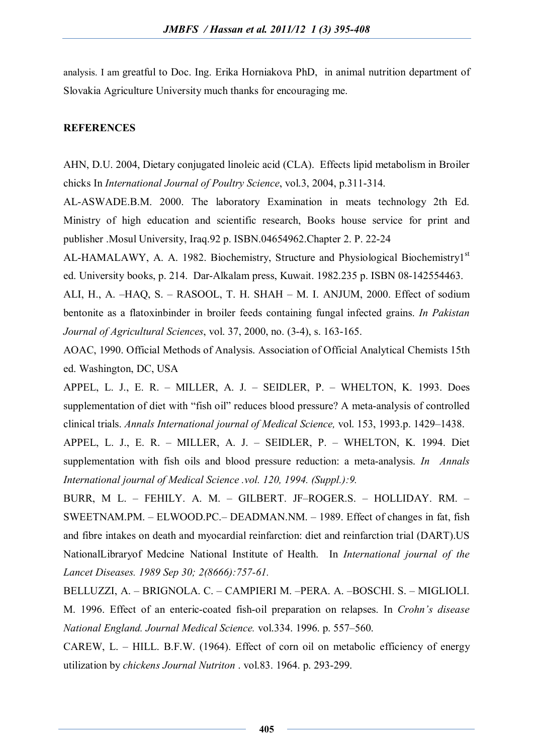analysis. I am greatful to Doc. Ing. Erika Horniakova PhD, in animal nutrition department of Slovakia Agriculture University much thanks for encouraging me.

**REFERENCES**

AHN, D.U. 2004, Dietary conjugated linoleic acid (CLA). Effects lipid metabolism in Broiler chicks In *International Journal of Poultry Science*, vol.3, 2004, p.311-314.

AL-ASWADE.B.M. 2000. The laboratory Examination in meats technology 2th Ed. Ministry of high education and scientific research, Books house service for print and publisher .Mosul University, Iraq.92 p. ISBN.04654962.Chapter 2. P. 22-24

AL-HAMALAWY, A. A. 1982. Biochemistry, Structure and Physiological Biochemistry1[st] ed. University books, p. 214. Dar-Alkalam press, Kuwait. 1982.235 p. ISBN 08-142554463.

ALI, H., A. –HAQ, S. – RASOOL, T. H. SHAH – M. I. ANJUM, 2000. Effect of sodium bentonite as a flatoxinbinder in broiler feeds containing fungal infected grains. *In Pakistan Journal of Agricultural Sciences*, vol. 37, 2000, no. (3-4), s. 163-165.

AOAC, 1990. Official Methods of Analysis. Association of Official Analytical Chemists 15th ed. Washington, DC, USA

APPEL, L. J., E. R. – MILLER, A. J. – SEIDLER, P. – WHELTON, K. 1993. Does supplementation of diet with "fish oil" reduces blood pressure? A meta-analysis of controlled clinical trials. *Annals International journal of Medical Science,* vol. 153, 1993.p. 1429–1438.

APPEL, L. J., E. R. – MILLER, A. J. – SEIDLER, P. – WHELTON, K. 1994. Diet supplementation with fish oils and blood pressure reduction: a meta-analysis. *In Annals International journal of Medical Science .vol. 120, 1994. (Suppl.):9.*

BURR, M L. – FEHILY. A. M. – GILBERT. JF–ROGER.S. – HOLLIDAY. RM. – SWEETNAM.PM. – ELWOOD.PC.– DEADMAN.NM. – 1989. Effect of changes in fat, fish and fibre intakes on death and myocardial reinfarction: diet and reinfarction trial (DART).US NationalLibraryof Medcine National Institute of Health. In *International journal of the Lancet Diseases. 1989 Sep 30; 2(8666):757-61.*

BELLUZZI, A. – BRIGNOLA. C. – CAMPIERI M. –PERA. A. –BOSCHI. S. – MIGLIOLI. M. 1996. Effect of an enteric-coated fish-oil preparation on relapses. In *Crohn's disease National England. Journal Medical Science.* vol.334. 1996. p. 557–560.

CAREW, L. – HILL. B.F.W. (1964). Effect of corn oil on metabolic efficiency of energy utilization by *chickens Journal Nutriton* . vol.83. 1964. p. 293-299.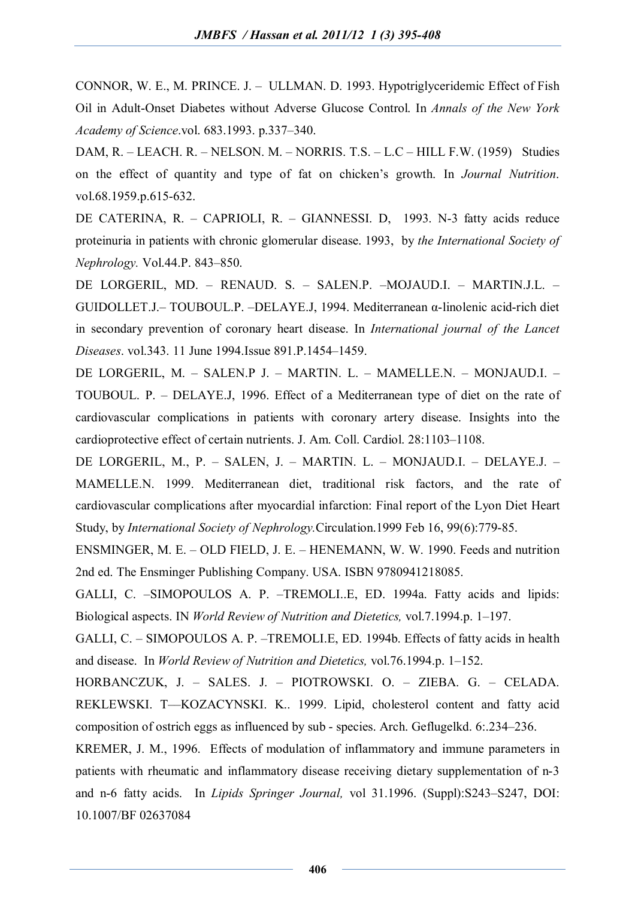CONNOR, W. E., M. PRINCE. J. – ULLMAN. D. 1993. Hypotriglyceridemic Effect of Fish Oil in Adult-Onset Diabetes without Adverse Glucose Control. In *Annals of the New York Academy of Science*.vol. 683.1993. p.337–340.

DAM, R. – LEACH. R. – NELSON. M. – NORRIS. T.S. – L.C – HILL F.W. (1959) Studies on the effect of quantity and type of fat on chicken's growth. In *Journal Nutrition*. vol.68.1959.p.615-632.

DE CATERINA, R. – CAPRIOLI, R. – GIANNESSI. D, 1993. N-3 fatty acids reduce proteinuria in patients with chronic glomerular disease. 1993, by *the International Society of Nephrology.* Vol.44.P. 843–850.

DE LORGERIL, MD. – RENAUD. S. – SALEN.P. –MOJAUD.I. – MARTIN.J.L. – GUIDOLLET.J.– TOUBOUL.P. –DELAYE.J, 1994. Mediterranean α-linolenic acid-rich diet in secondary prevention of coronary heart disease. In *International journal of the Lancet Diseases*. vol.343. 11 June 1994.Issue 891.P.1454–1459.

DE LORGERIL, M. – SALEN.P J. – MARTIN. L. – MAMELLE.N. – MONJAUD.I. – TOUBOUL. P. – DELAYE.J, 1996. Effect of a Mediterranean type of diet on the rate of cardiovascular complications in patients with coronary artery disease. Insights into the cardioprotective effect of certain nutrients. J. Am. Coll. Cardiol. 28:1103–1108.

DE LORGERIL, M., P. – SALEN, J. – MARTIN. L. – MONJAUD.I. – DELAYE.J. – MAMELLE.N. 1999. Mediterranean diet, traditional risk factors, and the rate of cardiovascular complications after myocardial infarction: Final report of the Lyon Diet Heart Study, by *International Society of Nephrology.*Circulation.1999 Feb 16, 99(6):779-85.

ENSMINGER, M. E. – OLD FIELD, J. E. – HENEMANN, W. W. 1990. Feeds and nutrition 2nd ed. The Ensminger Publishing Company. USA. ISBN 9780941218085.

GALLI, C. –SIMOPOULOS A. P. –TREMOLI..E, ED. 1994a. Fatty acids and lipids: Biological aspects. IN *World Review of Nutrition and Dietetics,* vol.7.1994.p. 1–197.

GALLI, C. – SIMOPOULOS A. P. –TREMOLI.E, ED. 1994b. Effects of fatty acids in health and disease. In *World Review of Nutrition and Dietetics,* vol.76.1994.p. 1–152.

HORBANCZUK, J. – SALES. J. – PIOTROWSKI. O. – ZIEBA. G. – CELADA. REKLEWSKI. T—KOZACYNSKI. K.. 1999. Lipid, cholesterol content and fatty acid composition of ostrich eggs as influenced by sub - species. Arch. Geflugelkd. 6:.234–236.

KREMER, J. M., 1996. Effects of modulation of inflammatory and immune parameters in patients with rheumatic and inflammatory disease receiving dietary supplementation of n-3 and n-6 fatty acids. In *Lipids Springer Journal,* vol 31.1996. (Suppl):S243–S247, DOI: 10.1007/BF 02637084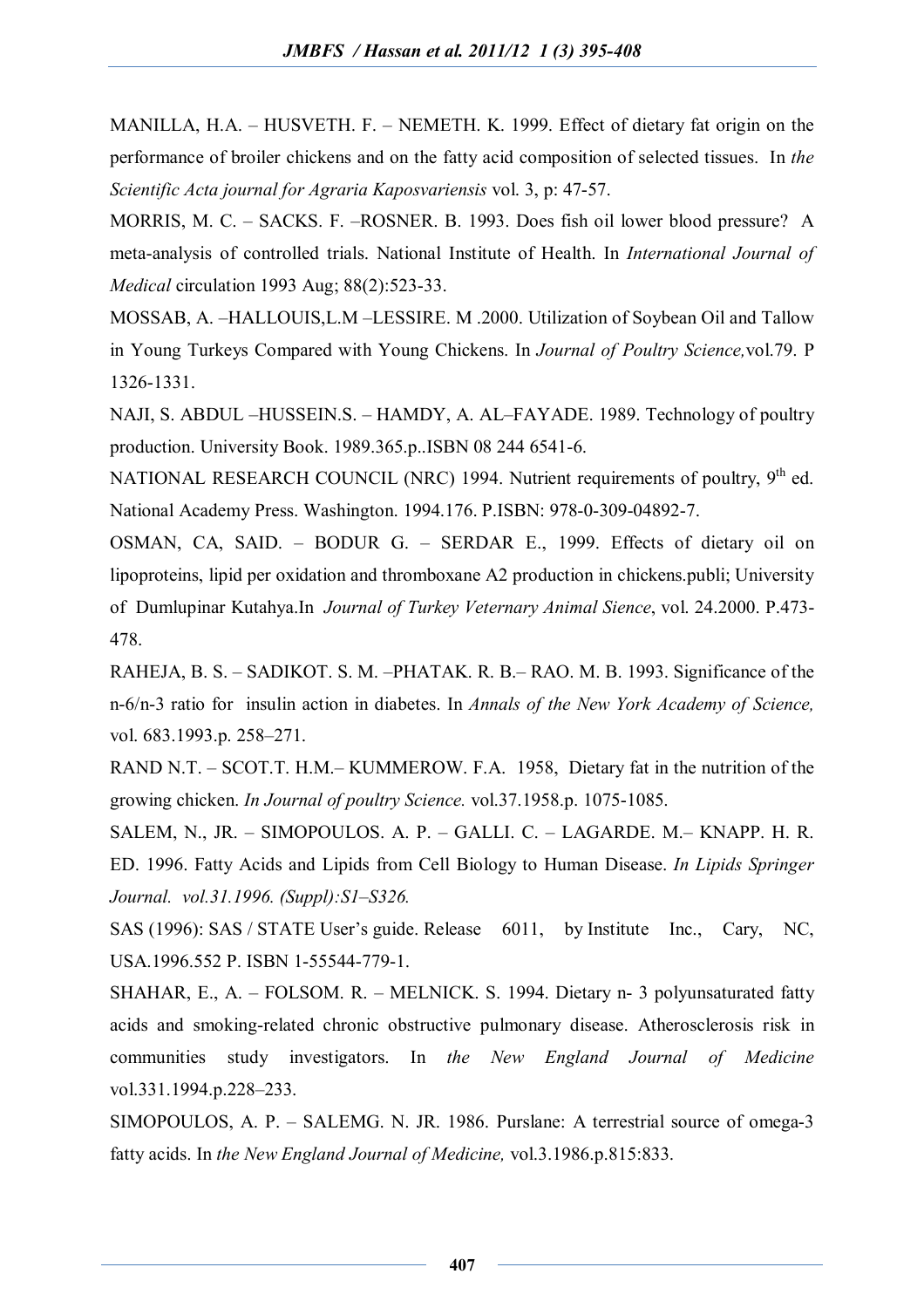MANILLA, H.A. – HUSVETH. F. – NEMETH. K. 1999. Effect of dietary fat origin on the performance of broiler chickens and on the fatty acid composition of selected tissues. In *the Scientific Acta journal for Agraria Kaposvariensis* vol. 3, p: 47-57.

MORRIS, M. C. – SACKS. F. –ROSNER. B. 1993. Does fish oil lower blood pressure? A meta-analysis of controlled trials. National Institute of Health. In *International Journal of Medical* circulation 1993 Aug; 88(2):523-33.

MOSSAB, A. –HALLOUIS,L.M –LESSIRE. M .2000. Utilization of Soybean Oil and Tallow in Young Turkeys Compared with Young Chickens. In *Journal of Poultry Science,*vol.79. P 1326-1331.

NAJI, S. ABDUL –HUSSEIN.S. – HAMDY, A. AL–FAYADE. 1989. Technology of poultry production. University Book. 1989.365.p..ISBN 08 244 6541-6.

NATIONAL RESEARCH COUNCIL (NRC) 1994. Nutrient requirements of poultry, 9th ed. National Academy Press. Washington. 1994.176. P.ISBN: 978-0-309-04892-7.

OSMAN, CA, SAID. – BODUR G. – SERDAR E., 1999. Effects of dietary oil on lipoproteins, lipid per oxidation and thromboxane A2 production in chickens.publi; University of Dumlupinar Kutahya.In *Journal of Turkey Veternary Animal Sience*, vol. 24.2000. P.473-478.

RAHEJA, B. S. – SADIKOT. S. M. –PHATAK. R. B.– RAO. M. B. 1993. Significance of the n-6/n-3 ratio for insulin action in diabetes. In *Annals of the New York Academy of Science,* vol. 683.1993.p. 258–271.

RAND N.T. – SCOT.T. H.M.– KUMMEROW. F.A. 1958, Dietary fat in the nutrition of the growing chicken. *In Journal of poultry Science.* vol.37.1958.p. 1075-1085.

SALEM, N., JR. – SIMOPOULOS. A. P. – GALLI. C. – LAGARDE. M.– KNAPP. H. R. ED. 1996. Fatty Acids and Lipids from Cell Biology to Human Disease. *In Lipids Springer Journal. vol.31.1996. (Suppl):S1–S326.*

SAS (1996): SAS / STATE User's guide. Release 6011, by Institute Inc., Cary, NC, USA.1996.552 P. ISBN 1-55544-779-1.

SHAHAR, E., A. – FOLSOM. R. – MELNICK. S. 1994. Dietary n- 3 polyunsaturated fatty acids and smoking-related chronic obstructive pulmonary disease. Atherosclerosis risk in communities study investigators. In *the New England Journal of Medicine* vol.331.1994.p.228–233.

SIMOPOULOS, A. P. – SALEMG. N. JR. 1986. Purslane: A terrestrial source of omega-3 fatty acids. In *the New England Journal of Medicine,* vol.3.1986.p.815:833.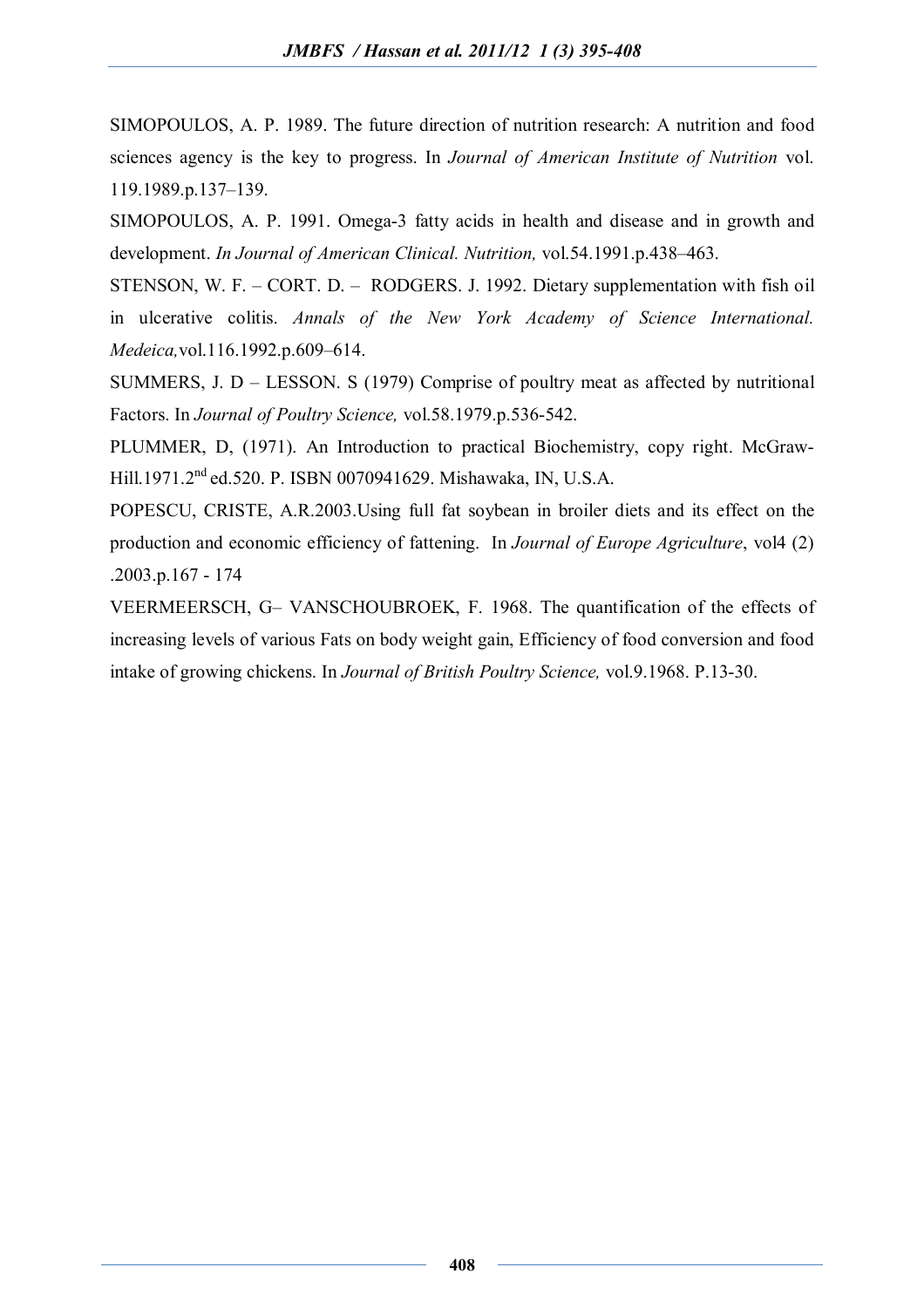SIMOPOULOS, A. P. 1989. The future direction of nutrition research: A nutrition and food sciences agency is the key to progress. In *Journal of American Institute of Nutrition* vol. 119.1989.p.137–139.

SIMOPOULOS, A. P. 1991. Omega-3 fatty acids in health and disease and in growth and development. *In Journal of American Clinical. Nutrition,* vol.54.1991.p.438–463.

STENSON, W. F. – CORT. D. – RODGERS. J. 1992. Dietary supplementation with fish oil in ulcerative colitis. *Annals of the New York Academy of Science International. Medeica,*vol.116.1992.p.609–614.

SUMMERS, J. D – LESSON. S (1979) Comprise of poultry meat as affected by nutritional Factors. In *Journal of Poultry Science,* vol.58.1979.p.536-542.

PLUMMER, D, (1971). An Introduction to practical Biochemistry, copy right. McGraw-Hill.1971.2nd ed.520. P. ISBN 0070941629. Mishawaka, IN, U.S.A.

POPESCU, CRISTE, A.R.2003.Using full fat soybean in broiler diets and its effect on the production and economic efficiency of fattening. In *Journal of Europe Agriculture*, vol4 (2) .2003.p.167 - 174

VEERMEERSCH, G– VANSCHOUBROEK, F. 1968. The quantification of the effects of increasing levels of various Fats on body weight gain, Efficiency of food conversion and food intake of growing chickens. In *Journal of British Poultry Science,* vol.9.1968. P.13-30.